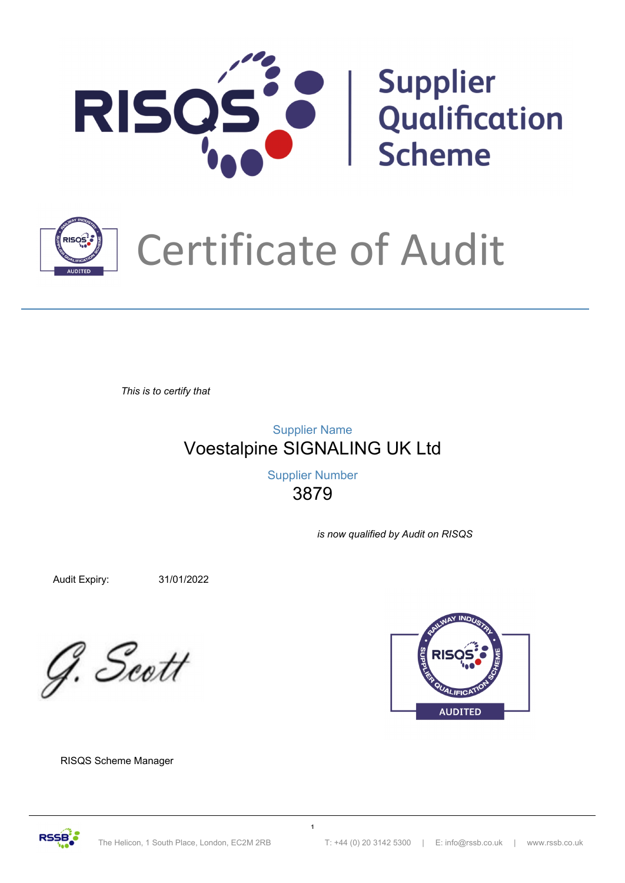# RISQS | Supplier Qualification Scheme

# Certificate of Audit

*This is to certify that*

Supplier Name

Voestalpine SIGNALING UK Ltd

Supplier Number

3879

*is now qualified by Audit on RISQS*

Audit Expiry: 31/01/2022

G. Scott

RISQS Scheme Manager

RAILWAY INDUSTRY SUPPLIER QUALIFICATION SCHEME – RISQS – AUDITED

The Helicon, 1 South Place, London, EC2M 2RB | T: +44 (0) 20 3142 5300 | E: info@rssb.co.uk | www.rssb.co.uk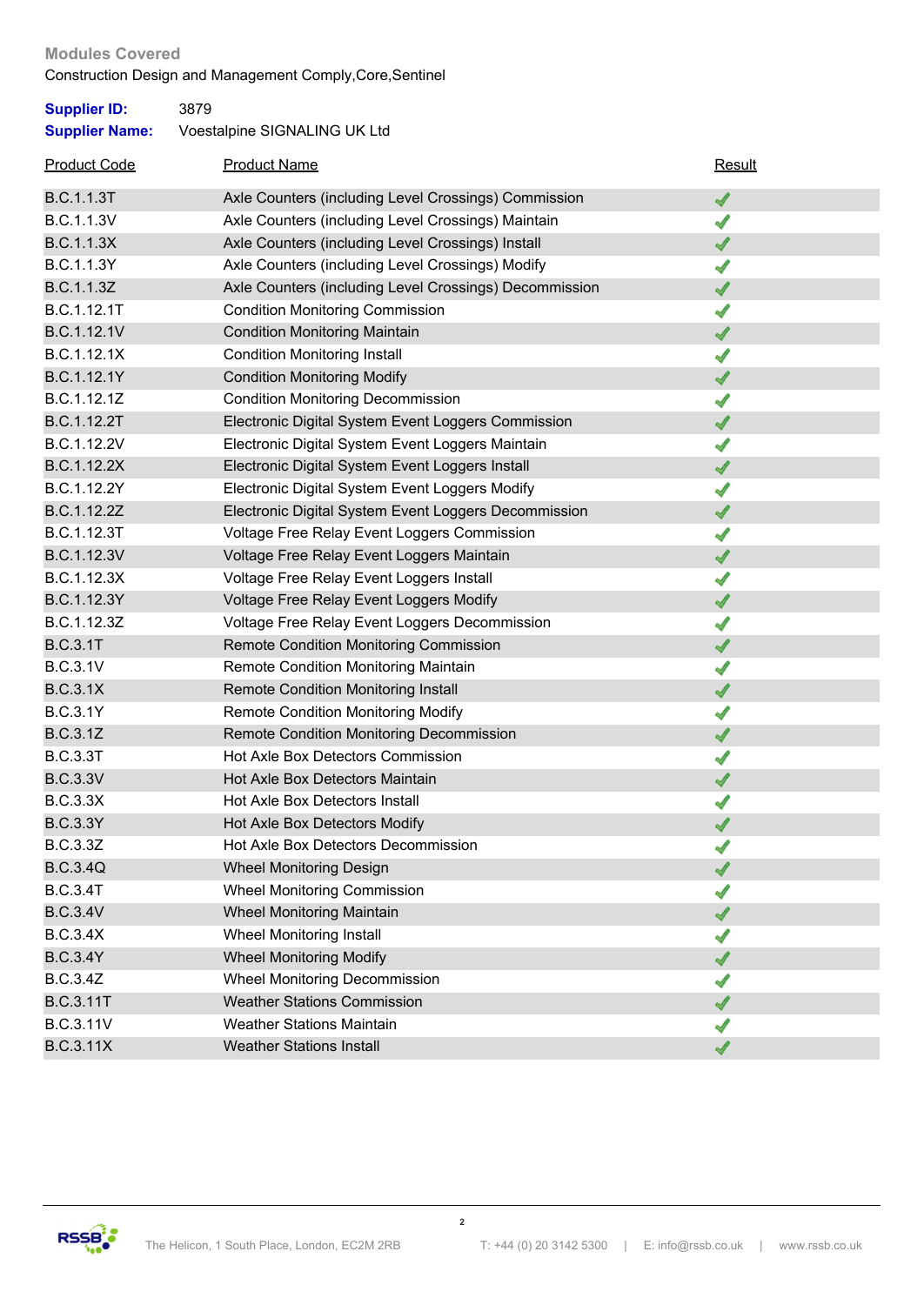**Modules Covered**

Construction Design and Management Comply,Core,Sentinel

**Supplier ID:** 3879

**Supplier Name:** Voestalpine SIGNALING UK Ltd

| Product Code | Product Name | Result |
|---|---|---|
| B.C.1.1.3T | Axle Counters (including Level Crossings) Commission | ✓ |
| B.C.1.1.3V | Axle Counters (including Level Crossings) Maintain | ✓ |
| B.C.1.1.3X | Axle Counters (including Level Crossings) Install | ✓ |
| B.C.1.1.3Y | Axle Counters (including Level Crossings) Modify | ✓ |
| B.C.1.1.3Z | Axle Counters (including Level Crossings) Decommission | ✓ |
| B.C.1.12.1T | Condition Monitoring Commission | ✓ |
| B.C.1.12.1V | Condition Monitoring Maintain | ✓ |
| B.C.1.12.1X | Condition Monitoring Install | ✓ |
| B.C.1.12.1Y | Condition Monitoring Modify | ✓ |
| B.C.1.12.1Z | Condition Monitoring Decommission | ✓ |
| B.C.1.12.2T | Electronic Digital System Event Loggers Commission | ✓ |
| B.C.1.12.2V | Electronic Digital System Event Loggers Maintain | ✓ |
| B.C.1.12.2X | Electronic Digital System Event Loggers Install | ✓ |
| B.C.1.12.2Y | Electronic Digital System Event Loggers Modify | ✓ |
| B.C.1.12.2Z | Electronic Digital System Event Loggers Decommission | ✓ |
| B.C.1.12.3T | Voltage Free Relay Event Loggers Commission | ✓ |
| B.C.1.12.3V | Voltage Free Relay Event Loggers Maintain | ✓ |
| B.C.1.12.3X | Voltage Free Relay Event Loggers Install | ✓ |
| B.C.1.12.3Y | Voltage Free Relay Event Loggers Modify | ✓ |
| B.C.1.12.3Z | Voltage Free Relay Event Loggers Decommission | ✓ |
| B.C.3.1T | Remote Condition Monitoring Commission | ✓ |
| B.C.3.1V | Remote Condition Monitoring Maintain | ✓ |
| B.C.3.1X | Remote Condition Monitoring Install | ✓ |
| B.C.3.1Y | Remote Condition Monitoring Modify | ✓ |
| B.C.3.1Z | Remote Condition Monitoring Decommission | ✓ |
| B.C.3.3T | Hot Axle Box Detectors Commission | ✓ |
| B.C.3.3V | Hot Axle Box Detectors Maintain | ✓ |
| B.C.3.3X | Hot Axle Box Detectors Install | ✓ |
| B.C.3.3Y | Hot Axle Box Detectors Modify | ✓ |
| B.C.3.3Z | Hot Axle Box Detectors Decommission | ✓ |
| B.C.3.4Q | Wheel Monitoring Design | ✓ |
| B.C.3.4T | Wheel Monitoring Commission | ✓ |
| B.C.3.4V | Wheel Monitoring Maintain | ✓ |
| B.C.3.4X | Wheel Monitoring Install | ✓ |
| B.C.3.4Y | Wheel Monitoring Modify | ✓ |
| B.C.3.4Z | Wheel Monitoring Decommission | ✓ |
| B.C.3.11T | Weather Stations Commission | ✓ |
| B.C.3.11V | Weather Stations Maintain | ✓ |
| B.C.3.11X | Weather Stations Install | ✓ |

RSSB The Helicon, 1 South Place, London, EC2M 2RB | T: +44 (0) 20 3142 5300 | E: info@rssb.co.uk | www.rssb.co.uk